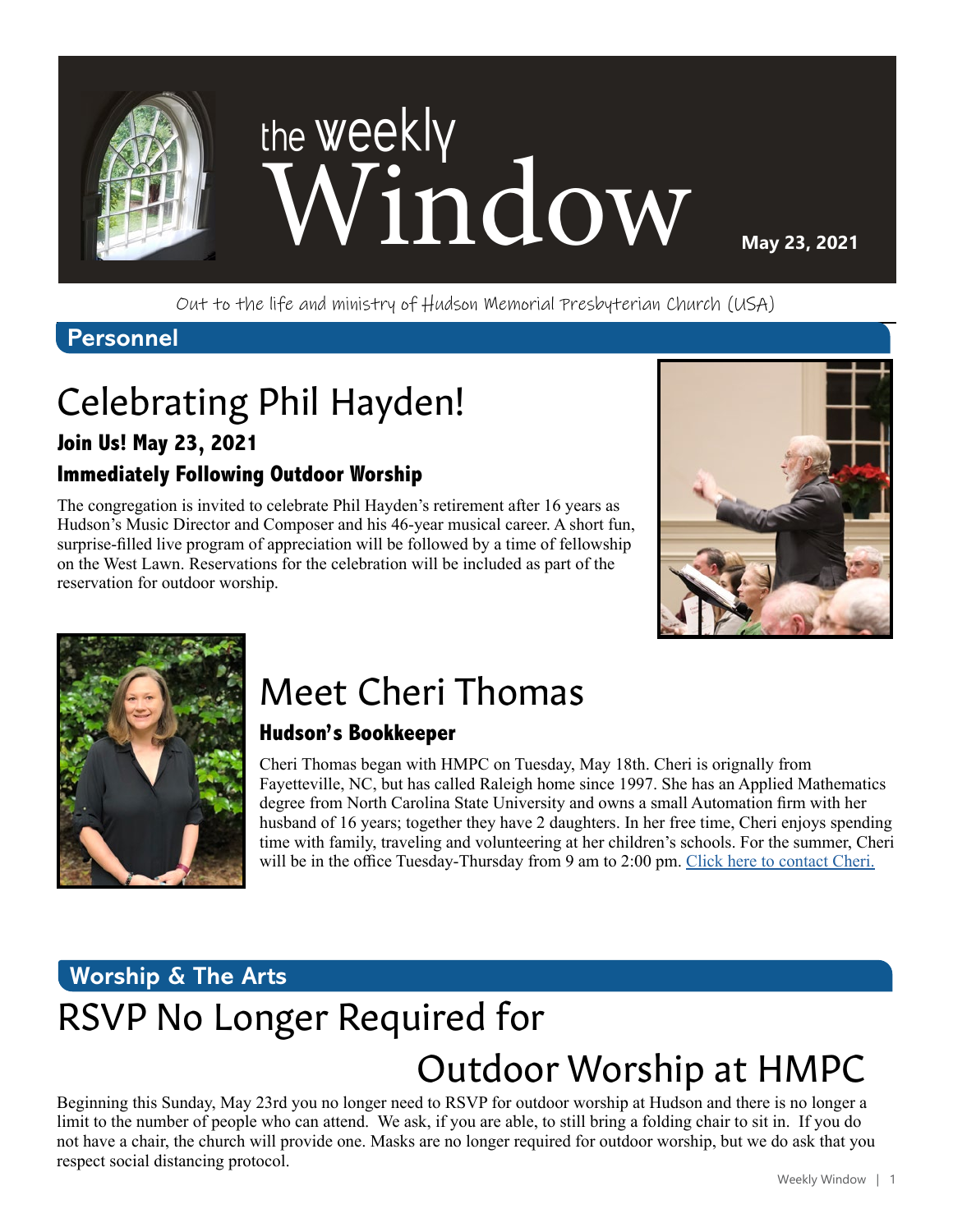# the weekly Window

**May 23, 2021**

Out to the life and ministry of Hudson Memorial Presbyterian Church (USA)

## Personnel

# Celebrating Phil Hayden!

### Join Us! May 23, 2021

### Immediately Following Outdoor Worship

The congregation is invited to celebrate Phil Hayden's retirement after 16 years as Hudson's Music Director and Composer and his 46-year musical career. A short fun, surprise-filled live program of appreciation will be followed by a time of fellowship on the West Lawn. Reservations for the celebration will be included as part of the reservation for outdoor worship.

# Meet Cheri Thomas

### Hudson's Bookkeeper

Cheri Thomas began with HMPC on Tuesday, May 18th. Cheri is orignally from Fayetteville, NC, but has called Raleigh home since 1997. She has an Applied Mathematics degree from North Carolina State University and owns a small Automation firm with her husband of 16 years; together they have 2 daughters. In her free time, Cheri enjoys spending time with family, traveling and volunteering at her children's schools. For the summer, Cheri will be in the office Tuesday-Thursday from 9 am to 2:00 pm. Click here to contact Cheri.

## Worship & The Arts

# RSVP No Longer Required for Outdoor Worship at HMPC

Beginning this Sunday, May 23rd you no longer need to RSVP for outdoor worship at Hudson and there is no longer a limit to the number of people who can attend. We ask, if you are able, to still bring a folding chair to sit in. If you do not have a chair, the church will provide one. Masks are no longer required for outdoor worship, but we do ask that you respect social distancing protocol.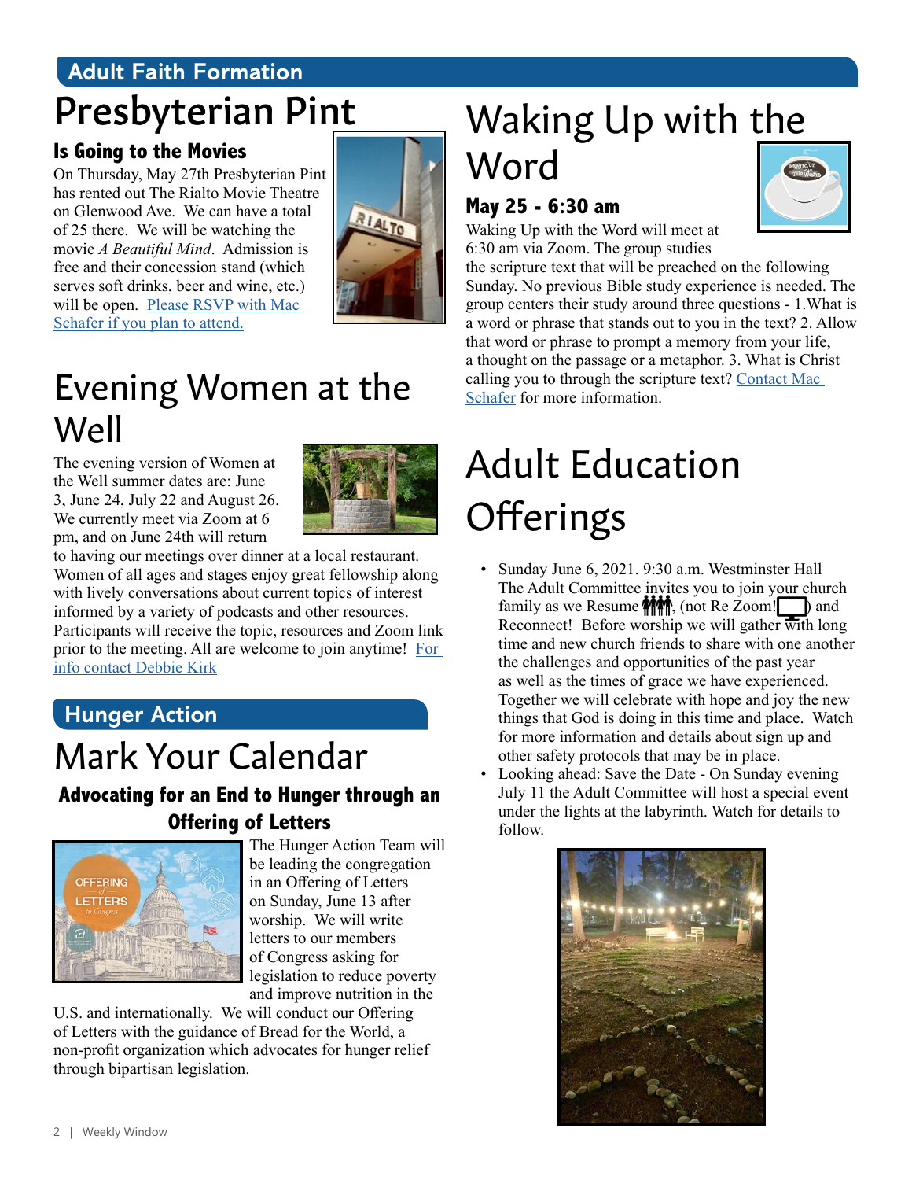## Adult Faith Formation

# Presbyterian Pint

### Is Going to the Movies

On Thursday, May 27th Presbyterian Pint has rented out The Rialto Movie Theatre on Glenwood Ave. We can have a total of 25 there. We will be watching the movie *A Beautiful Mind*. Admission is free and their concession stand (which serves soft drinks, beer and wine, etc.) will be open. Please RSVP with Mac Schafer if you plan to attend.

# Evening Women at the Well

The evening version of Women at the Well summer dates are: June 3, June 24, July 22 and August 26. We currently meet via Zoom at 6 pm, and on June 24th will return to having our meetings over dinner at a local restaurant. Women of all ages and stages enjoy great fellowship along with lively conversations about current topics of interest informed by a variety of podcasts and other resources. Participants will receive the topic, resources and Zoom link prior to the meeting. All are welcome to join anytime! For info contact Debbie Kirk

## Hunger Action

# Mark Your Calendar

### Advocating for an End to Hunger through an Offering of Letters

The Hunger Action Team will be leading the congregation in an Offering of Letters on Sunday, June 13 after worship. We will write letters to our members of Congress asking for legislation to reduce poverty and improve nutrition in the U.S. and internationally. We will conduct our Offering of Letters with the guidance of Bread for the World, a non-profit organization which advocates for hunger relief through bipartisan legislation.

# Waking Up with the Word

### May 25 - 6:30 am

Waking Up with the Word will meet at 6:30 am via Zoom. The group studies the scripture text that will be preached on the following Sunday. No previous Bible study experience is needed. The group centers their study around three questions - 1.What is a word or phrase that stands out to you in the text? 2. Allow that word or phrase to prompt a memory from your life, a thought on the passage or a metaphor. 3. What is Christ calling you to through the scripture text? Contact Mac Schafer for more information.

# Adult Education Offerings

- Sunday June 6, 2021. 9:30 a.m. Westminster Hall The Adult Committee invites you to join your church family as we Resume, (not Re Zoom!) and Reconnect! Before worship we will gather with long time and new church friends to share with one another the challenges and opportunities of the past year as well as the times of grace we have experienced. Together we will celebrate with hope and joy the new things that God is doing in this time and place. Watch for more information and details about sign up and other safety protocols that may be in place.
- Looking ahead: Save the Date - On Sunday evening July 11 the Adult Committee will host a special event under the lights at the labyrinth. Watch for details to follow.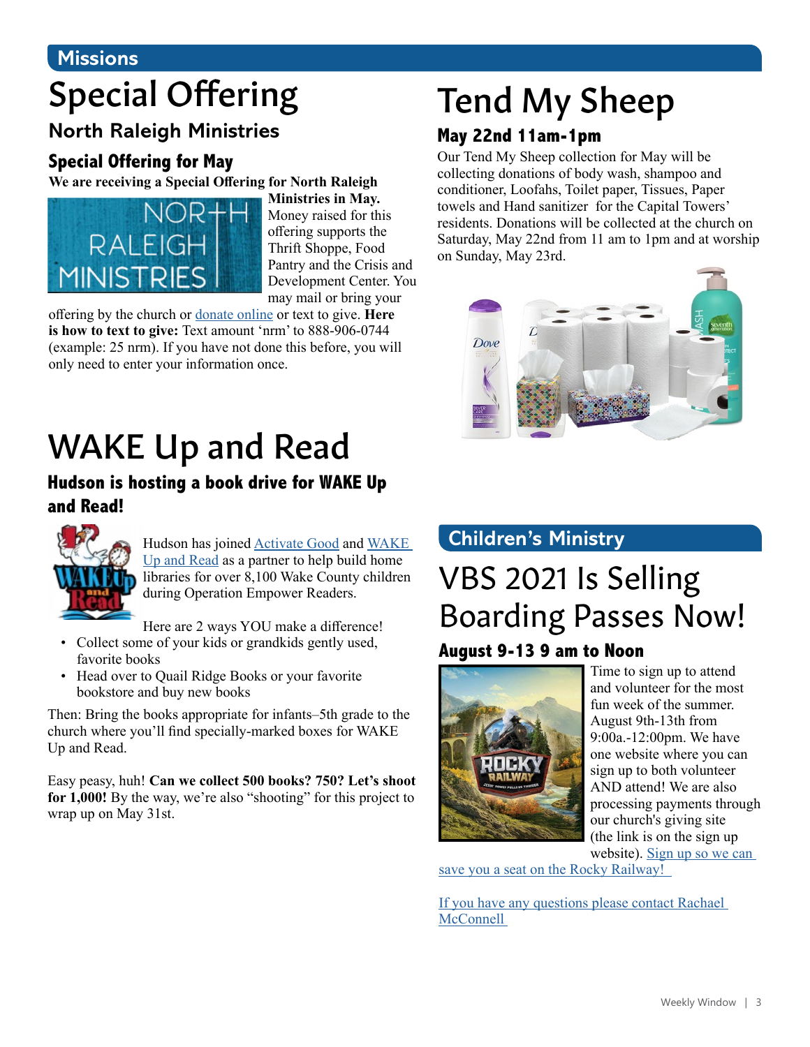## Missions

# Special Offering

### North Raleigh Ministries

#### Special Offering for May

**We are receiving a Special Offering for North Raleigh Ministries in May.** Money raised for this offering supports the Thrift Shoppe, Food Pantry and the Crisis and Development Center. You may mail or bring your offering by the church or donate online or text to give. **Here is how to text to give:** Text amount 'nrm' to 888-906-0744 (example: 25 nrm). If you have not done this before, you will only need to enter your information once.

# WAKE Up and Read

#### Hudson is hosting a book drive for WAKE Up and Read!

Hudson has joined Activate Good and WAKE Up and Read as a partner to help build home libraries for over 8,100 Wake County children during Operation Empower Readers.

Here are 2 ways YOU make a difference!

- Collect some of your kids or grandkids gently used, favorite books
- Head over to Quail Ridge Books or your favorite bookstore and buy new books

Then: Bring the books appropriate for infants–5th grade to the church where you'll find specially-marked boxes for WAKE Up and Read.

Easy peasy, huh! **Can we collect 500 books? 750? Let's shoot for 1,000!** By the way, we're also "shooting" for this project to wrap up on May 31st.

# Tend My Sheep

#### May 22nd 11am-1pm

Our Tend My Sheep collection for May will be collecting donations of body wash, shampoo and conditioner, Loofahs, Toilet paper, Tissues, Paper towels and Hand sanitizer for the Capital Towers' residents. Donations will be collected at the church on Saturday, May 22nd from 11 am to 1pm and at worship on Sunday, May 23rd.

## Children's Ministry

# VBS 2021 Is Selling Boarding Passes Now!

#### August 9-13 9 am to Noon

Time to sign up to attend and volunteer for the most fun week of the summer. August 9th-13th from 9:00a.-12:00pm. We have one website where you can sign up to both volunteer AND attend! We are also processing payments through our church's giving site (the link is on the sign up website). Sign up so we can save you a seat on the Rocky Railway!

If you have any questions please contact Rachael McConnell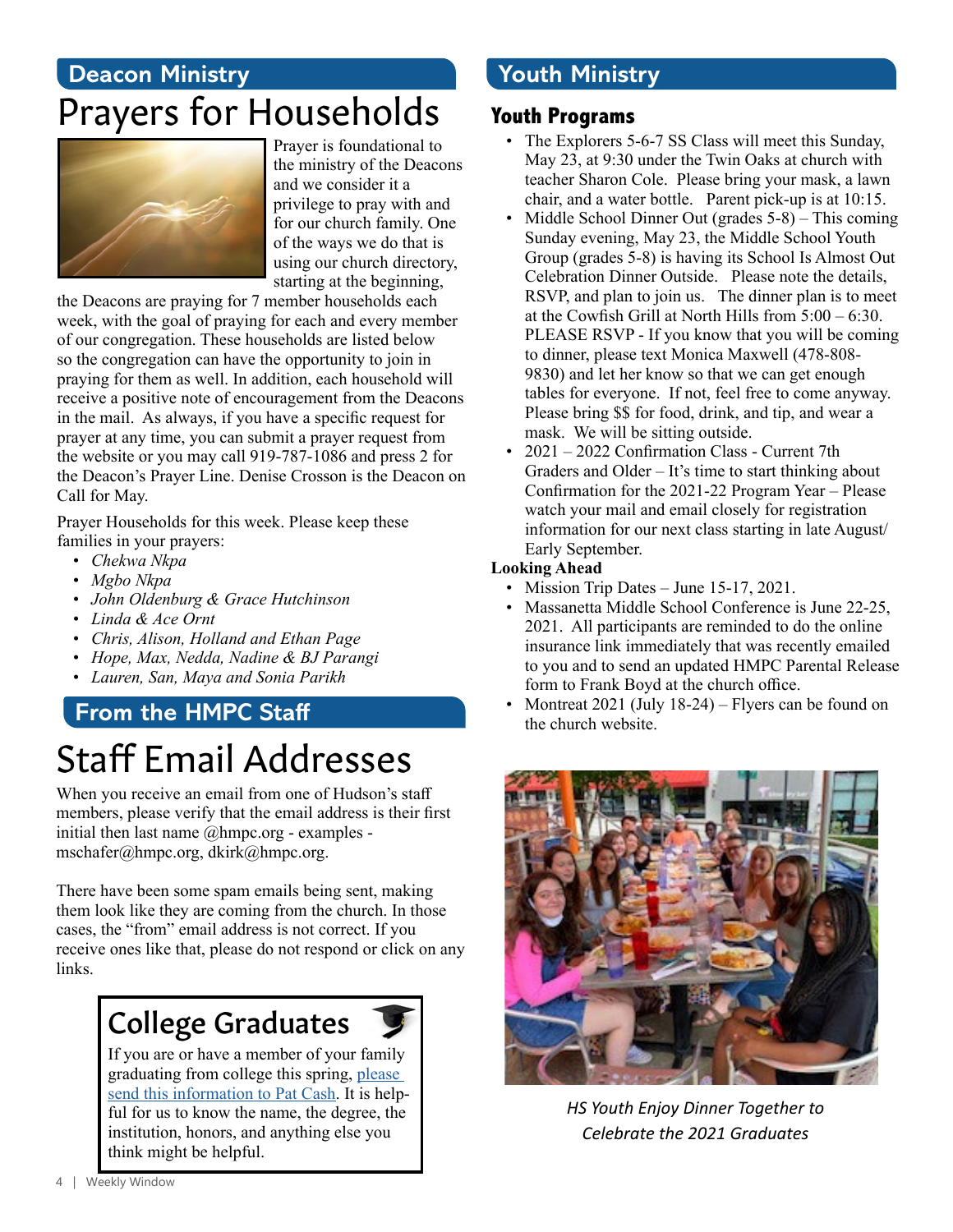## Deacon Ministry

# Prayers for Households

Prayer is foundational to the ministry of the Deacons and we consider it a privilege to pray with and for our church family. One of the ways we do that is using our church directory, starting at the beginning, the Deacons are praying for 7 member households each week, with the goal of praying for each and every member of our congregation. These households are listed below so the congregation can have the opportunity to join in praying for them as well. In addition, each household will receive a positive note of encouragement from the Deacons in the mail. As always, if you have a specific request for prayer at any time, you can submit a prayer request from the website or you may call 919-787-1086 and press 2 for the Deacon's Prayer Line. Denise Crosson is the Deacon on Call for May.

Prayer Households for this week. Please keep these families in your prayers:

- *Chekwa Nkpa*
- *Mgbo Nkpa*
- *John Oldenburg & Grace Hutchinson*
- *Linda & Ace Ornt*
- *Chris, Alison, Holland and Ethan Page*
- *Hope, Max, Nedda, Nadine & BJ Parangi*
- *Lauren, San, Maya and Sonia Parikh*

## From the HMPC Staff

# Staff Email Addresses

When you receive an email from one of Hudson's staff members, please verify that the email address is their first initial then last name @hmpc.org - examples - mschafer@hmpc.org, dkirk@hmpc.org.

There have been some spam emails being sent, making them look like they are coming from the church. In those cases, the "from" email address is not correct. If you receive ones like that, please do not respond or click on any links.

# College Graduates

If you are or have a member of your family graduating from college this spring, please send this information to Pat Cash. It is helpful for us to know the name, the degree, the institution, honors, and anything else you think might be helpful.

## Youth Ministry

### Youth Programs

- The Explorers 5-6-7 SS Class will meet this Sunday, May 23, at 9:30 under the Twin Oaks at church with teacher Sharon Cole. Please bring your mask, a lawn chair, and a water bottle. Parent pick-up is at 10:15.
- Middle School Dinner Out (grades 5-8) – This coming Sunday evening, May 23, the Middle School Youth Group (grades 5-8) is having its School Is Almost Out Celebration Dinner Outside. Please note the details, RSVP, and plan to join us. The dinner plan is to meet at the Cowfish Grill at North Hills from 5:00 – 6:30. PLEASE RSVP - If you know that you will be coming to dinner, please text Monica Maxwell (478-808-9830) and let her know so that we can get enough tables for everyone. If not, feel free to come anyway. Please bring $$ for food, drink, and tip, and wear a mask. We will be sitting outside.
- 2021 – 2022 Confirmation Class - Current 7th Graders and Older – It's time to start thinking about Confirmation for the 2021-22 Program Year – Please watch your mail and email closely for registration information for our next class starting in late August/ Early September.

**Looking Ahead**

- Mission Trip Dates – June 15-17, 2021.
- Massanetta Middle School Conference is June 22-25, 2021. All participants are reminded to do the online insurance link immediately that was recently emailed to you and to send an updated HMPC Parental Release form to Frank Boyd at the church office.
- Montreat 2021 (July 18-24) – Flyers can be found on the church website.

*HS Youth Enjoy Dinner Together to Celebrate the 2021 Graduates*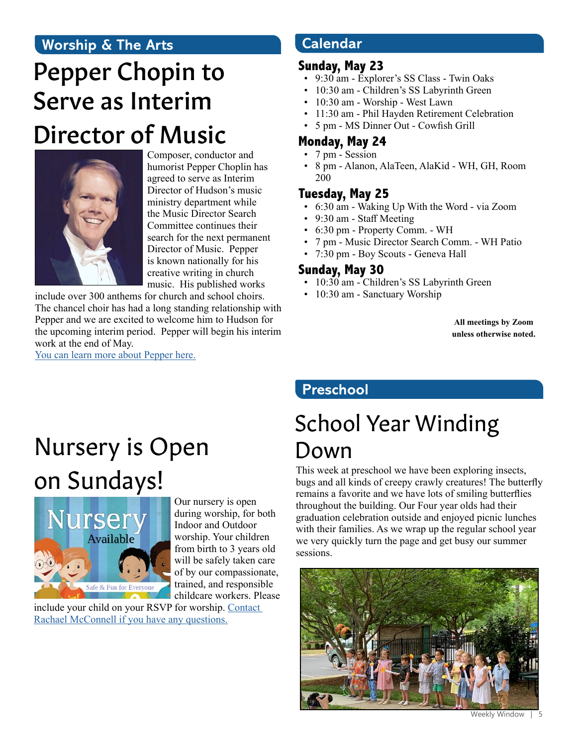## Worship & The Arts

# Pepper Chopin to Serve as Interim Director of Music

Composer, conductor and humorist Pepper Choplin has agreed to serve as Interim Director of Hudson's music ministry department while the Music Director Search Committee continues their search for the next permanent Director of Music. Pepper is known nationally for his creative writing in church music. His published works include over 300 anthems for church and school choirs. The chancel choir has had a long standing relationship with Pepper and we are excited to welcome him to Hudson for the upcoming interim period. Pepper will begin his interim work at the end of May.

[You can learn more about Pepper here.]

# Nursery is Open on Sundays!

Our nursery is open during worship, for both Indoor and Outdoor worship. Your children from birth to 3 years old will be safely taken care of by our compassionate, trained, and responsible childcare workers. Please include your child on your RSVP for worship. [Contact Rachael McConnell if you have any questions.]

## Calendar

### Sunday, May 23

- 9:30 am - Explorer's SS Class - Twin Oaks
- 10:30 am - Children's SS Labyrinth Green
- 10:30 am - Worship - West Lawn
- 11:30 am - Phil Hayden Retirement Celebration
- 5 pm - MS Dinner Out - Cowfish Grill

### Monday, May 24

- 7 pm - Session
- 8 pm - Alanon, AlaTeen, AlaKid - WH, GH, Room 200

### Tuesday, May 25

- 6:30 am - Waking Up With the Word - via Zoom
- 9:30 am - Staff Meeting
- 6:30 pm - Property Comm. - WH
- 7 pm - Music Director Search Comm. - WH Patio
- 7:30 pm - Boy Scouts - Geneva Hall

### Sunday, May 30

- 10:30 am - Children's SS Labyrinth Green
- 10:30 am - Sanctuary Worship

**All meetings by Zoom unless otherwise noted.**

## Preschool

# School Year Winding Down

This week at preschool we have been exploring insects, bugs and all kinds of creepy crawly creatures! The butterfly remains a favorite and we have lots of smiling butterflies throughout the building. Our Four year olds had their graduation celebration outside and enjoyed picnic lunches with their families. As we wrap up the regular school year we very quickly turn the page and get busy our summer sessions.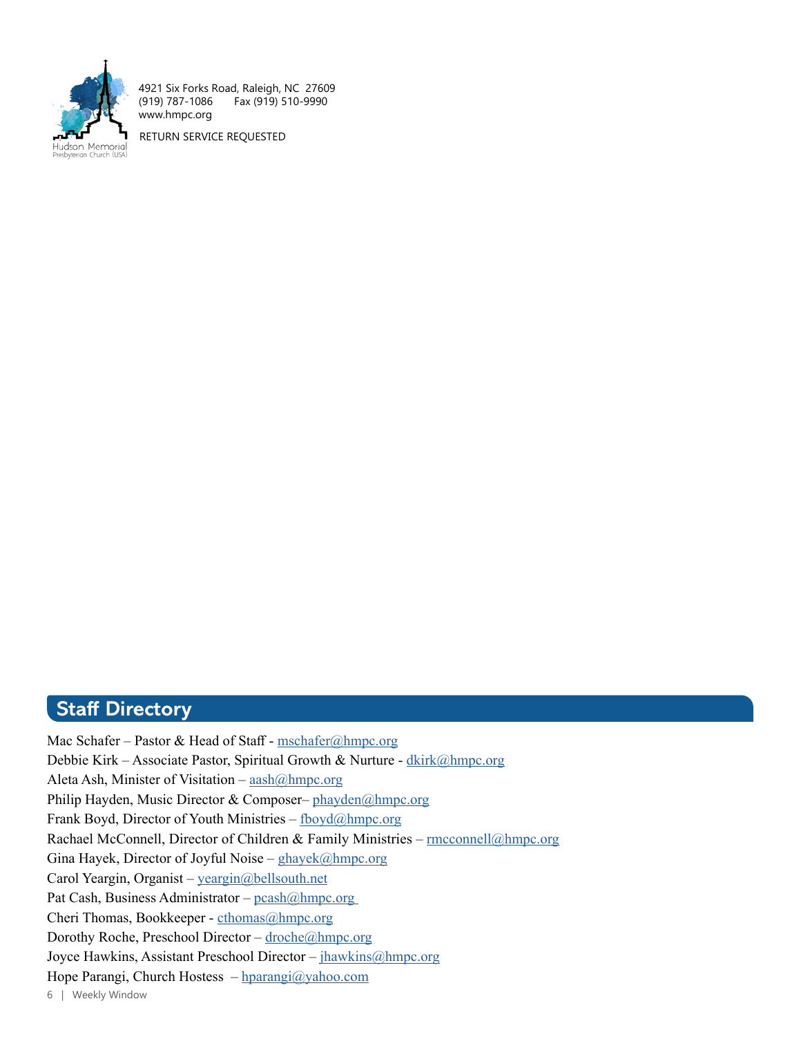Hudson Memorial
Presbyterian Church (USA)

4921 Six Forks Road, Raleigh, NC 27609
(919) 787-1086 Fax (919) 510-9990
www.hmpc.org

RETURN SERVICE REQUESTED

## Staff Directory

Mac Schafer – Pastor & Head of Staff - mschafer@hmpc.org
Debbie Kirk – Associate Pastor, Spiritual Growth & Nurture - dkirk@hmpc.org
Aleta Ash, Minister of Visitation – aash@hmpc.org
Philip Hayden, Music Director & Composer– phayden@hmpc.org
Frank Boyd, Director of Youth Ministries – fboyd@hmpc.org
Rachael McConnell, Director of Children & Family Ministries – rmcconnell@hmpc.org
Gina Hayek, Director of Joyful Noise – ghayek@hmpc.org
Carol Yeargin, Organist – yeargin@bellsouth.net
Pat Cash, Business Administrator – pcash@hmpc.org
Cheri Thomas, Bookkeeper - cthomas@hmpc.org
Dorothy Roche, Preschool Director – droche@hmpc.org
Joyce Hawkins, Assistant Preschool Director – jhawkins@hmpc.org
Hope Parangi, Church Hostess – hparangi@yahoo.com